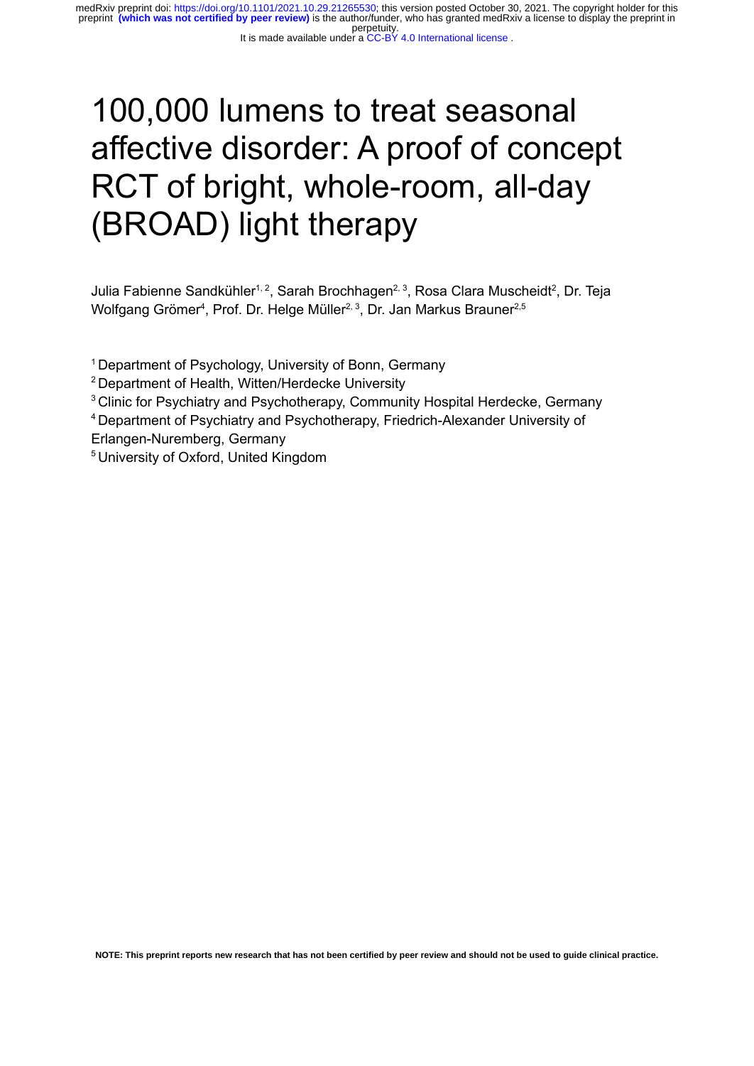# 100,000 lumens to treat seasonal affective disorder: A proof of concept RCT of bright, whole-room, all-day (BROAD) light therapy

Julia Fabienne Sandkühler[1, 2], Sarah Brochhagen[2, 3], Rosa Clara Muscheidt[2], Dr. Teja Wolfgang Grömer[4], Prof. Dr. Helge Müller[2, 3], Dr. Jan Markus Brauner[2,5]

[1] Department of Psychology, University of Bonn, Germany
[2] Department of Health, Witten/Herdecke University
[3] Clinic for Psychiatry and Psychotherapy, Community Hospital Herdecke, Germany
[4] Department of Psychiatry and Psychotherapy, Friedrich-Alexander University of Erlangen-Nuremberg, Germany
[5] University of Oxford, United Kingdom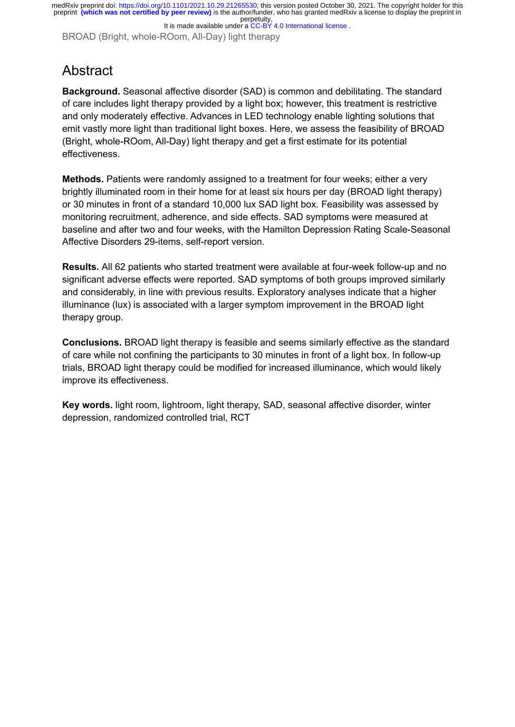## Abstract

**Background.** Seasonal affective disorder (SAD) is common and debilitating. The standard of care includes light therapy provided by a light box; however, this treatment is restrictive and only moderately effective. Advances in LED technology enable lighting solutions that emit vastly more light than traditional light boxes. Here, we assess the feasibility of BROAD (Bright, whole-ROom, All-Day) light therapy and get a first estimate for its potential effectiveness.

**Methods.** Patients were randomly assigned to a treatment for four weeks; either a very brightly illuminated room in their home for at least six hours per day (BROAD light therapy) or 30 minutes in front of a standard 10,000 lux SAD light box. Feasibility was assessed by monitoring recruitment, adherence, and side effects. SAD symptoms were measured at baseline and after two and four weeks, with the Hamilton Depression Rating Scale-Seasonal Affective Disorders 29-items, self-report version.

**Results.** All 62 patients who started treatment were available at four-week follow-up and no significant adverse effects were reported. SAD symptoms of both groups improved similarly and considerably, in line with previous results. Exploratory analyses indicate that a higher illuminance (lux) is associated with a larger symptom improvement in the BROAD light therapy group.

**Conclusions.** BROAD light therapy is feasible and seems similarly effective as the standard of care while not confining the participants to 30 minutes in front of a light box. In follow-up trials, BROAD light therapy could be modified for increased illuminance, which would likely improve its effectiveness.

**Key words.** light room, lightroom, light therapy, SAD, seasonal affective disorder, winter depression, randomized controlled trial, RCT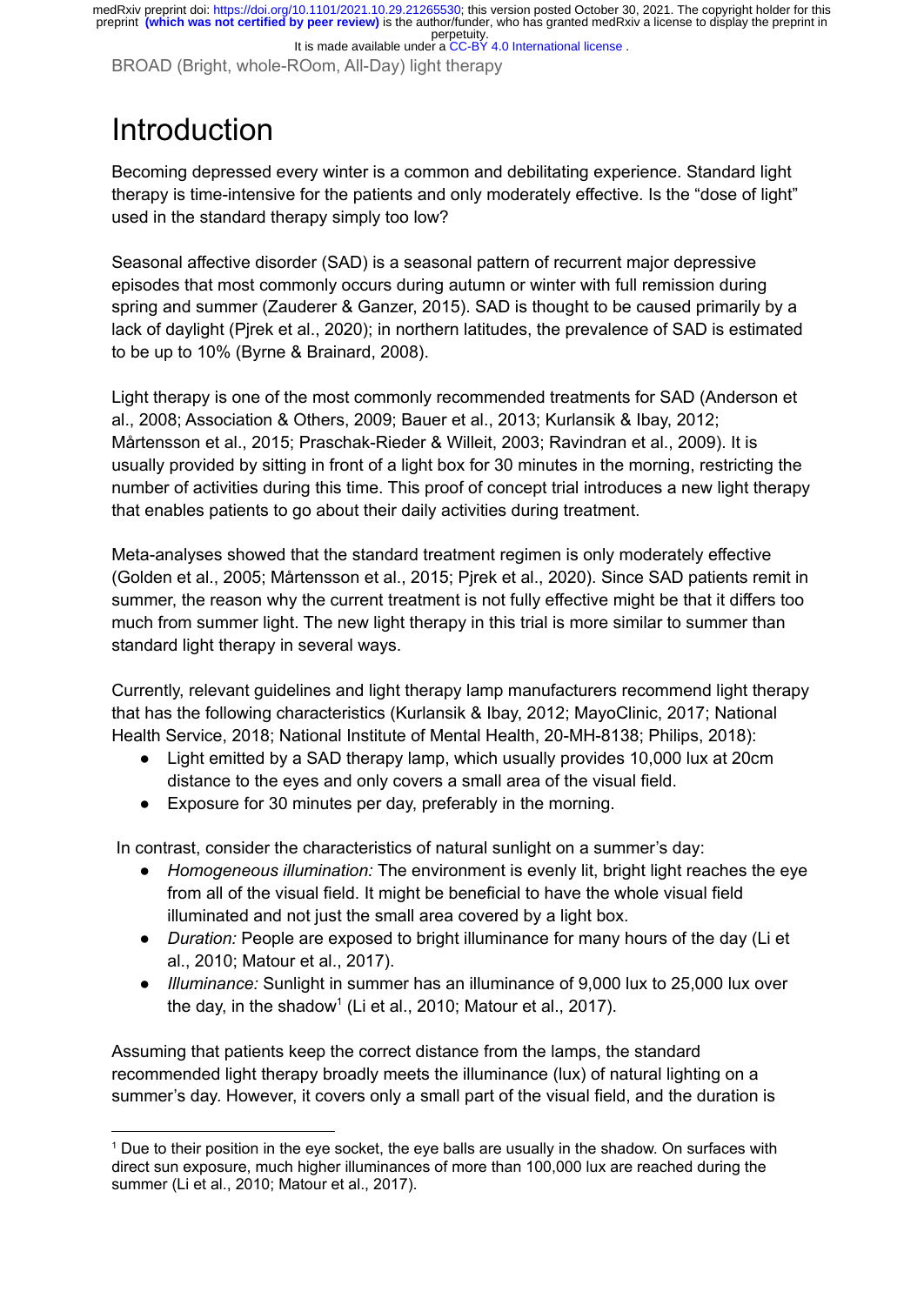# Introduction

Becoming depressed every winter is a common and debilitating experience. Standard light therapy is time-intensive for the patients and only moderately effective. Is the "dose of light" used in the standard therapy simply too low?

Seasonal affective disorder (SAD) is a seasonal pattern of recurrent major depressive episodes that most commonly occurs during autumn or winter with full remission during spring and summer (Zauderer & Ganzer, 2015). SAD is thought to be caused primarily by a lack of daylight (Pjrek et al., 2020); in northern latitudes, the prevalence of SAD is estimated to be up to 10% (Byrne & Brainard, 2008).

Light therapy is one of the most commonly recommended treatments for SAD (Anderson et al., 2008; Association & Others, 2009; Bauer et al., 2013; Kurlansik & Ibay, 2012; Mårtensson et al., 2015; Praschak-Rieder & Willeit, 2003; Ravindran et al., 2009). It is usually provided by sitting in front of a light box for 30 minutes in the morning, restricting the number of activities during this time. This proof of concept trial introduces a new light therapy that enables patients to go about their daily activities during treatment.

Meta-analyses showed that the standard treatment regimen is only moderately effective (Golden et al., 2005; Mårtensson et al., 2015; Pjrek et al., 2020). Since SAD patients remit in summer, the reason why the current treatment is not fully effective might be that it differs too much from summer light. The new light therapy in this trial is more similar to summer than standard light therapy in several ways.

Currently, relevant guidelines and light therapy lamp manufacturers recommend light therapy that has the following characteristics (Kurlansik & Ibay, 2012; MayoClinic, 2017; National Health Service, 2018; National Institute of Mental Health, 20-MH-8138; Philips, 2018):

- Light emitted by a SAD therapy lamp, which usually provides 10,000 lux at 20cm distance to the eyes and only covers a small area of the visual field.
- Exposure for 30 minutes per day, preferably in the morning.

In contrast, consider the characteristics of natural sunlight on a summer's day:

- *Homogeneous illumination:* The environment is evenly lit, bright light reaches the eye from all of the visual field. It might be beneficial to have the whole visual field illuminated and not just the small area covered by a light box.
- *Duration:* People are exposed to bright illuminance for many hours of the day (Li et al., 2010; Matour et al., 2017).
- *Illuminance:* Sunlight in summer has an illuminance of 9,000 lux to 25,000 lux over the day, in the shadow[1] (Li et al., 2010; Matour et al., 2017).

Assuming that patients keep the correct distance from the lamps, the standard recommended light therapy broadly meets the illuminance (lux) of natural lighting on a summer's day. However, it covers only a small part of the visual field, and the duration is

[1] Due to their position in the eye socket, the eye balls are usually in the shadow. On surfaces with direct sun exposure, much higher illuminances of more than 100,000 lux are reached during the summer (Li et al., 2010; Matour et al., 2017).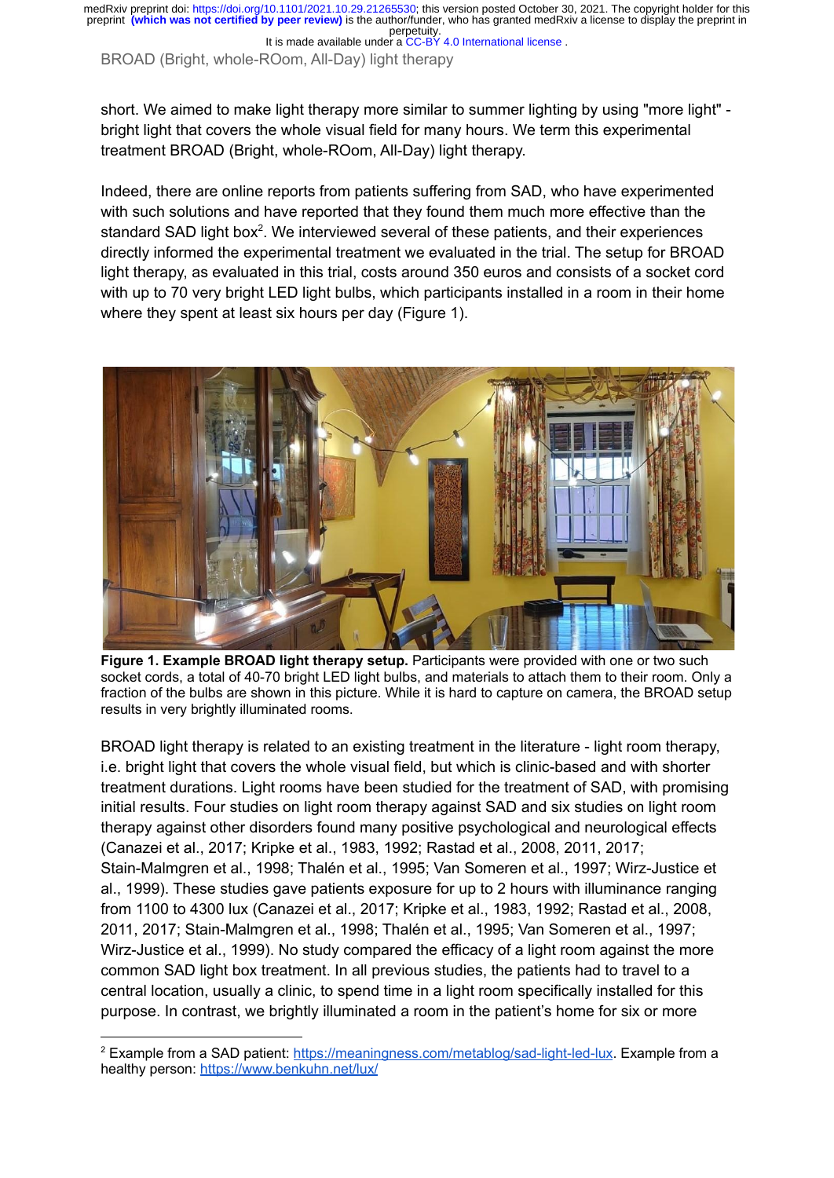short. We aimed to make light therapy more similar to summer lighting by using "more light" - bright light that covers the whole visual field for many hours. We term this experimental treatment BROAD (Bright, whole-ROom, All-Day) light therapy.

Indeed, there are online reports from patients suffering from SAD, who have experimented with such solutions and have reported that they found them much more effective than the standard SAD light box[2]. We interviewed several of these patients, and their experiences directly informed the experimental treatment we evaluated in the trial. The setup for BROAD light therapy, as evaluated in this trial, costs around 350 euros and consists of a socket cord with up to 70 very bright LED light bulbs, which participants installed in a room in their home where they spent at least six hours per day (Figure 1).

**Figure 1. Example BROAD light therapy setup.** Participants were provided with one or two such socket cords, a total of 40-70 bright LED light bulbs, and materials to attach them to their room. Only a fraction of the bulbs are shown in this picture. While it is hard to capture on camera, the BROAD setup results in very brightly illuminated rooms.

BROAD light therapy is related to an existing treatment in the literature - light room therapy, i.e. bright light that covers the whole visual field, but which is clinic-based and with shorter treatment durations. Light rooms have been studied for the treatment of SAD, with promising initial results. Four studies on light room therapy against SAD and six studies on light room therapy against other disorders found many positive psychological and neurological effects (Canazei et al., 2017; Kripke et al., 1983, 1992; Rastad et al., 2008, 2011, 2017; Stain-Malmgren et al., 1998; Thalén et al., 1995; Van Someren et al., 1997; Wirz-Justice et al., 1999). These studies gave patients exposure for up to 2 hours with illuminance ranging from 1100 to 4300 lux (Canazei et al., 2017; Kripke et al., 1983, 1992; Rastad et al., 2008, 2011, 2017; Stain-Malmgren et al., 1998; Thalén et al., 1995; Van Someren et al., 1997; Wirz-Justice et al., 1999). No study compared the efficacy of a light room against the more common SAD light box treatment. In all previous studies, the patients had to travel to a central location, usually a clinic, to spend time in a light room specifically installed for this purpose. In contrast, we brightly illuminated a room in the patient's home for six or more

[2] Example from a SAD patient: https://meaningness.com/metablog/sad-light-led-lux. Example from a healthy person: https://www.benkuhn.net/lux/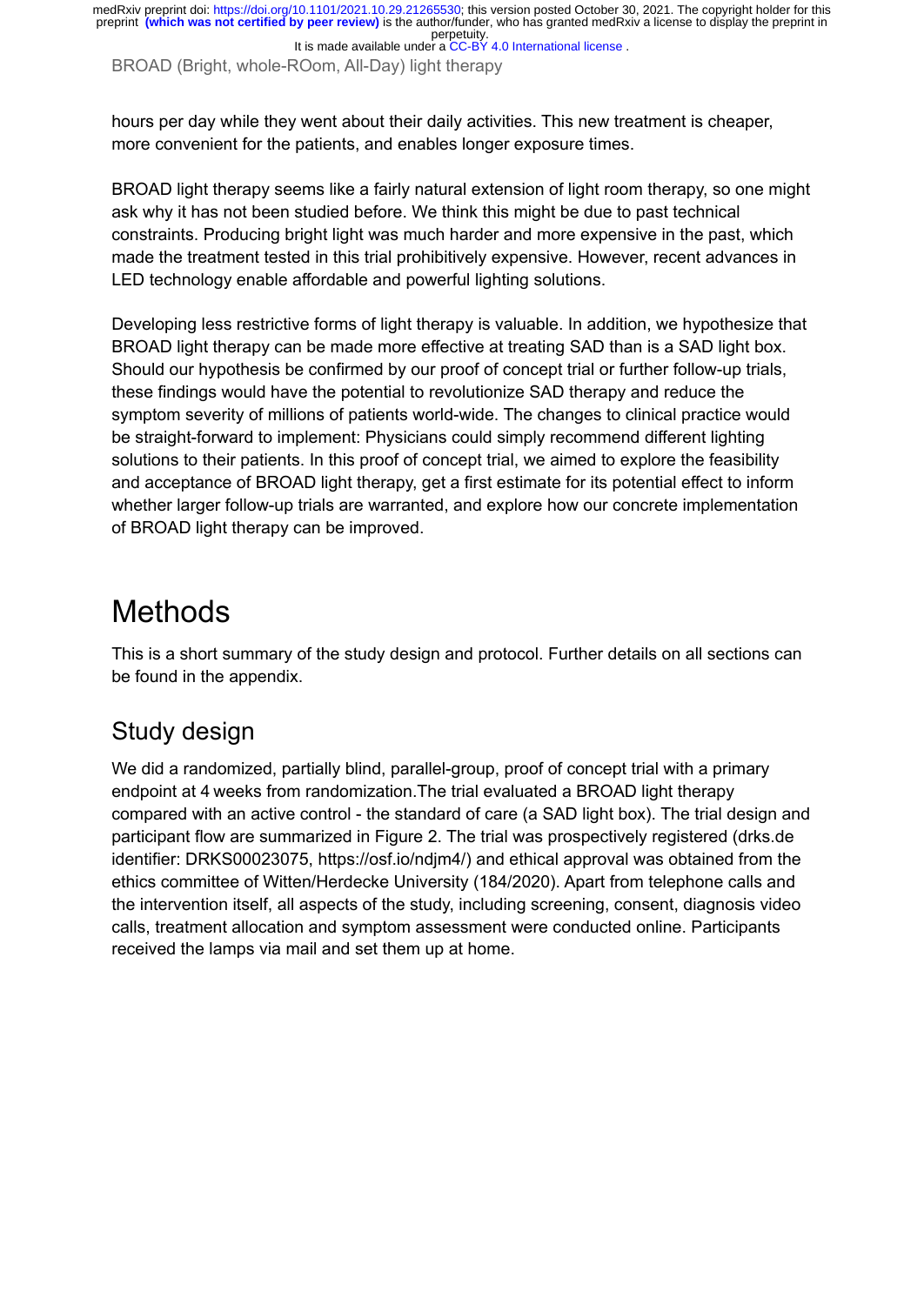hours per day while they went about their daily activities. This new treatment is cheaper, more convenient for the patients, and enables longer exposure times.

BROAD light therapy seems like a fairly natural extension of light room therapy, so one might ask why it has not been studied before. We think this might be due to past technical constraints. Producing bright light was much harder and more expensive in the past, which made the treatment tested in this trial prohibitively expensive. However, recent advances in LED technology enable affordable and powerful lighting solutions.

Developing less restrictive forms of light therapy is valuable. In addition, we hypothesize that BROAD light therapy can be made more effective at treating SAD than is a SAD light box. Should our hypothesis be confirmed by our proof of concept trial or further follow-up trials, these findings would have the potential to revolutionize SAD therapy and reduce the symptom severity of millions of patients world-wide. The changes to clinical practice would be straight-forward to implement: Physicians could simply recommend different lighting solutions to their patients. In this proof of concept trial, we aimed to explore the feasibility and acceptance of BROAD light therapy, get a first estimate for its potential effect to inform whether larger follow-up trials are warranted, and explore how our concrete implementation of BROAD light therapy can be improved.

# Methods

This is a short summary of the study design and protocol. Further details on all sections can be found in the appendix.

## Study design

We did a randomized, partially blind, parallel-group, proof of concept trial with a primary endpoint at 4 weeks from randomization.The trial evaluated a BROAD light therapy compared with an active control - the standard of care (a SAD light box). The trial design and participant flow are summarized in Figure 2. The trial was prospectively registered (drks.de identifier: DRKS00023075, https://osf.io/ndjm4/) and ethical approval was obtained from the ethics committee of Witten/Herdecke University (184/2020). Apart from telephone calls and the intervention itself, all aspects of the study, including screening, consent, diagnosis video calls, treatment allocation and symptom assessment were conducted online. Participants received the lamps via mail and set them up at home.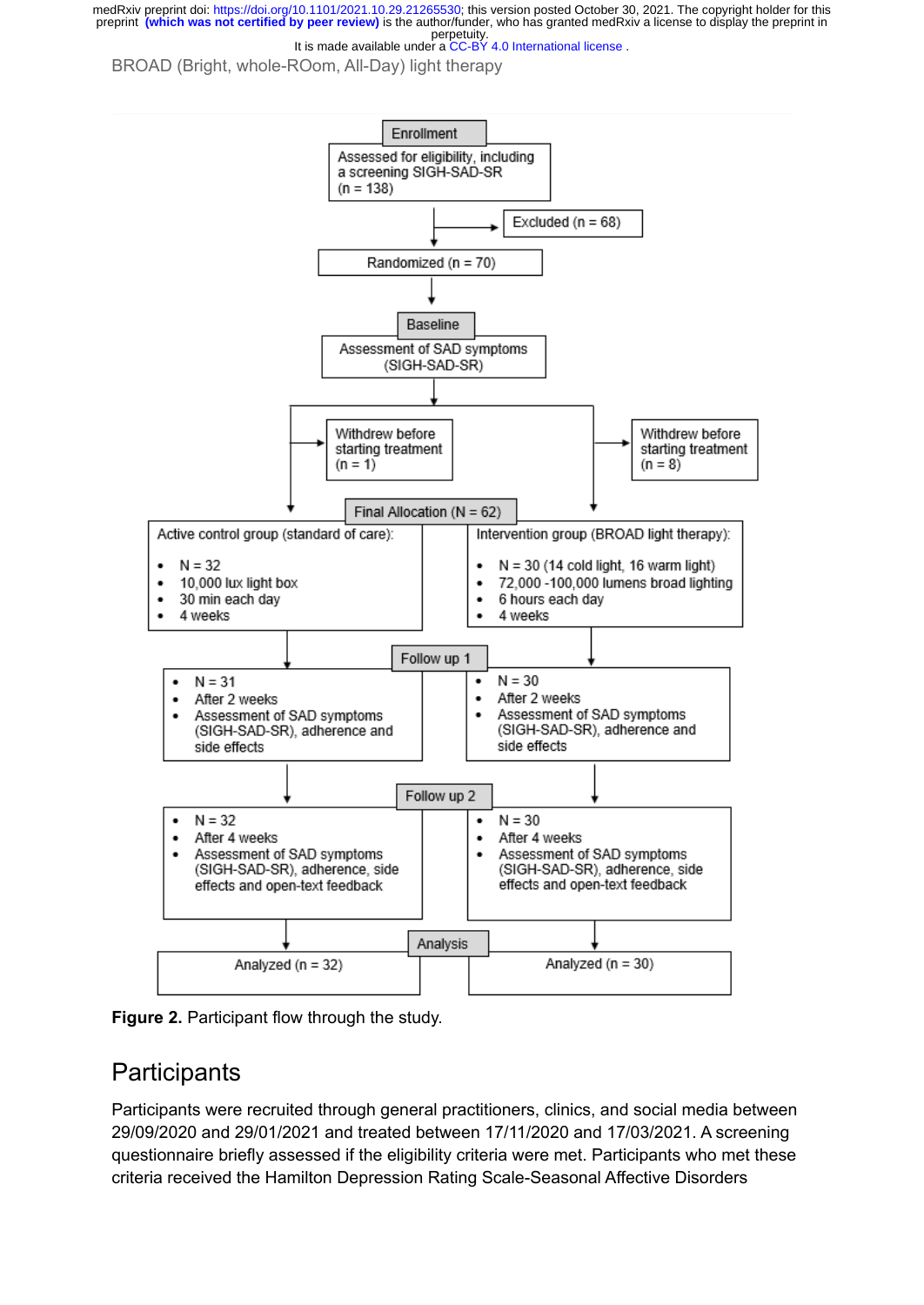Enrollment

Assessed for eligibility, including a screening SIGH-SAD-SR (n = 138)

Excluded (n = 68)

Randomized (n = 70)

Baseline

Assessment of SAD symptoms (SIGH-SAD-SR)

Withdrew before starting treatment (n = 1)

Withdrew before starting treatment (n = 8)

Final Allocation (N = 62)

Active control group (standard of care):

- N = 32
- 10,000 lux light box
- 30 min each day
- 4 weeks

Intervention group (BROAD light therapy):

- N = 30 (14 cold light, 16 warm light)
- 72,000 -100,000 lumens broad lighting
- 6 hours each day
- 4 weeks

Follow up 1

- N = 31
- After 2 weeks
- Assessment of SAD symptoms (SIGH-SAD-SR), adherence and side effects

- N = 30
- After 2 weeks
- Assessment of SAD symptoms (SIGH-SAD-SR), adherence and side effects

Follow up 2

- N = 32
- After 4 weeks
- Assessment of SAD symptoms (SIGH-SAD-SR), adherence, side effects and open-text feedback

- N = 30
- After 4 weeks
- Assessment of SAD symptoms (SIGH-SAD-SR), adherence, side effects and open-text feedback

Analysis

Analyzed (n = 32)

Analyzed (n = 30)

**Figure 2.** Participant flow through the study.

## Participants

Participants were recruited through general practitioners, clinics, and social media between 29/09/2020 and 29/01/2021 and treated between 17/11/2020 and 17/03/2021. A screening questionnaire briefly assessed if the eligibility criteria were met. Participants who met these criteria received the Hamilton Depression Rating Scale-Seasonal Affective Disorders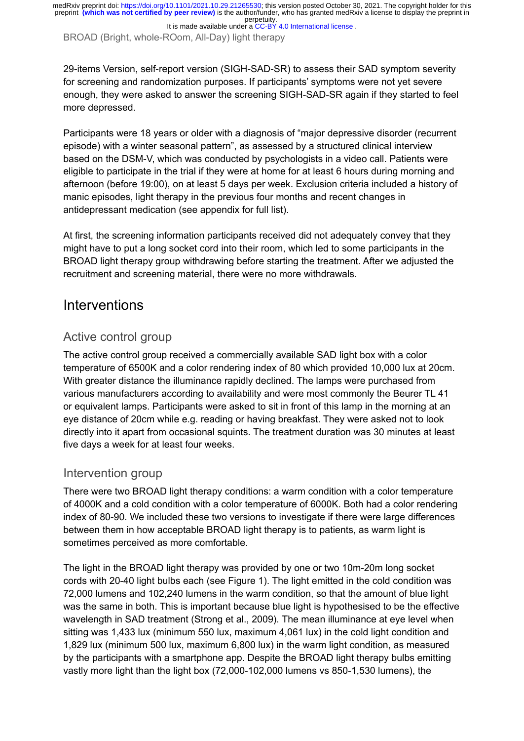29-items Version, self-report version (SIGH-SAD-SR) to assess their SAD symptom severity for screening and randomization purposes. If participants' symptoms were not yet severe enough, they were asked to answer the screening SIGH-SAD-SR again if they started to feel more depressed.

Participants were 18 years or older with a diagnosis of "major depressive disorder (recurrent episode) with a winter seasonal pattern", as assessed by a structured clinical interview based on the DSM-V, which was conducted by psychologists in a video call. Patients were eligible to participate in the trial if they were at home for at least 6 hours during morning and afternoon (before 19:00), on at least 5 days per week. Exclusion criteria included a history of manic episodes, light therapy in the previous four months and recent changes in antidepressant medication (see appendix for full list).

At first, the screening information participants received did not adequately convey that they might have to put a long socket cord into their room, which led to some participants in the BROAD light therapy group withdrawing before starting the treatment. After we adjusted the recruitment and screening material, there were no more withdrawals.

## Interventions

### Active control group

The active control group received a commercially available SAD light box with a color temperature of 6500K and a color rendering index of 80 which provided 10,000 lux at 20cm. With greater distance the illuminance rapidly declined. The lamps were purchased from various manufacturers according to availability and were most commonly the Beurer TL 41 or equivalent lamps. Participants were asked to sit in front of this lamp in the morning at an eye distance of 20cm while e.g. reading or having breakfast. They were asked not to look directly into it apart from occasional squints. The treatment duration was 30 minutes at least five days a week for at least four weeks.

### Intervention group

There were two BROAD light therapy conditions: a warm condition with a color temperature of 4000K and a cold condition with a color temperature of 6000K. Both had a color rendering index of 80-90. We included these two versions to investigate if there were large differences between them in how acceptable BROAD light therapy is to patients, as warm light is sometimes perceived as more comfortable.

The light in the BROAD light therapy was provided by one or two 10m-20m long socket cords with 20-40 light bulbs each (see Figure 1). The light emitted in the cold condition was 72,000 lumens and 102,240 lumens in the warm condition, so that the amount of blue light was the same in both. This is important because blue light is hypothesised to be the effective wavelength in SAD treatment (Strong et al., 2009). The mean illuminance at eye level when sitting was 1,433 lux (minimum 550 lux, maximum 4,061 lux) in the cold light condition and 1,829 lux (minimum 500 lux, maximum 6,800 lux) in the warm light condition, as measured by the participants with a smartphone app. Despite the BROAD light therapy bulbs emitting vastly more light than the light box (72,000-102,000 lumens vs 850-1,530 lumens), the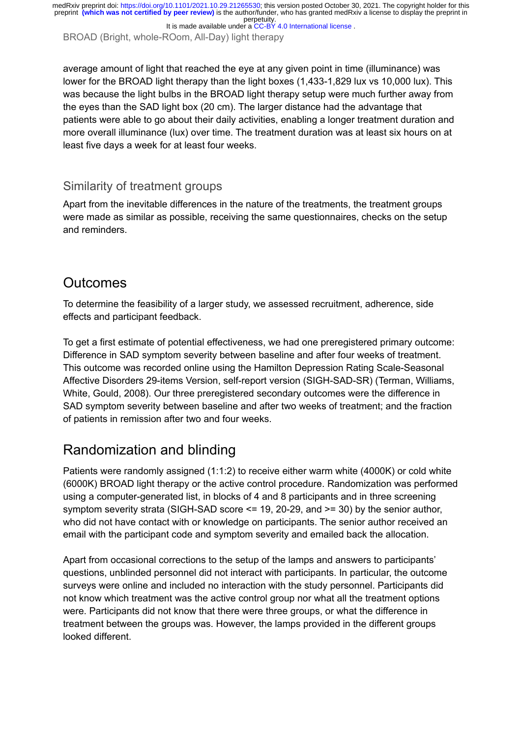average amount of light that reached the eye at any given point in time (illuminance) was lower for the BROAD light therapy than the light boxes (1,433-1,829 lux vs 10,000 lux). This was because the light bulbs in the BROAD light therapy setup were much further away from the eyes than the SAD light box (20 cm). The larger distance had the advantage that patients were able to go about their daily activities, enabling a longer treatment duration and more overall illuminance (lux) over time. The treatment duration was at least six hours on at least five days a week for at least four weeks.

### Similarity of treatment groups

Apart from the inevitable differences in the nature of the treatments, the treatment groups were made as similar as possible, receiving the same questionnaires, checks on the setup and reminders.

## Outcomes

To determine the feasibility of a larger study, we assessed recruitment, adherence, side effects and participant feedback.

To get a first estimate of potential effectiveness, we had one preregistered primary outcome: Difference in SAD symptom severity between baseline and after four weeks of treatment. This outcome was recorded online using the Hamilton Depression Rating Scale-Seasonal Affective Disorders 29-items Version, self-report version (SIGH-SAD-SR) (Terman, Williams, White, Gould, 2008). Our three preregistered secondary outcomes were the difference in SAD symptom severity between baseline and after two weeks of treatment; and the fraction of patients in remission after two and four weeks.

## Randomization and blinding

Patients were randomly assigned (1:1:2) to receive either warm white (4000K) or cold white (6000K) BROAD light therapy or the active control procedure. Randomization was performed using a computer-generated list, in blocks of 4 and 8 participants and in three screening symptom severity strata (SIGH-SAD score <= 19, 20-29, and >= 30) by the senior author, who did not have contact with or knowledge of participants. The senior author received an email with the participant code and symptom severity and emailed back the allocation.

Apart from occasional corrections to the setup of the lamps and answers to participants' questions, unblinded personnel did not interact with participants. In particular, the outcome surveys were online and included no interaction with the study personnel. Participants did not know which treatment was the active control group nor what all the treatment options were. Participants did not know that there were three groups, or what the difference in treatment between the groups was. However, the lamps provided in the different groups looked different.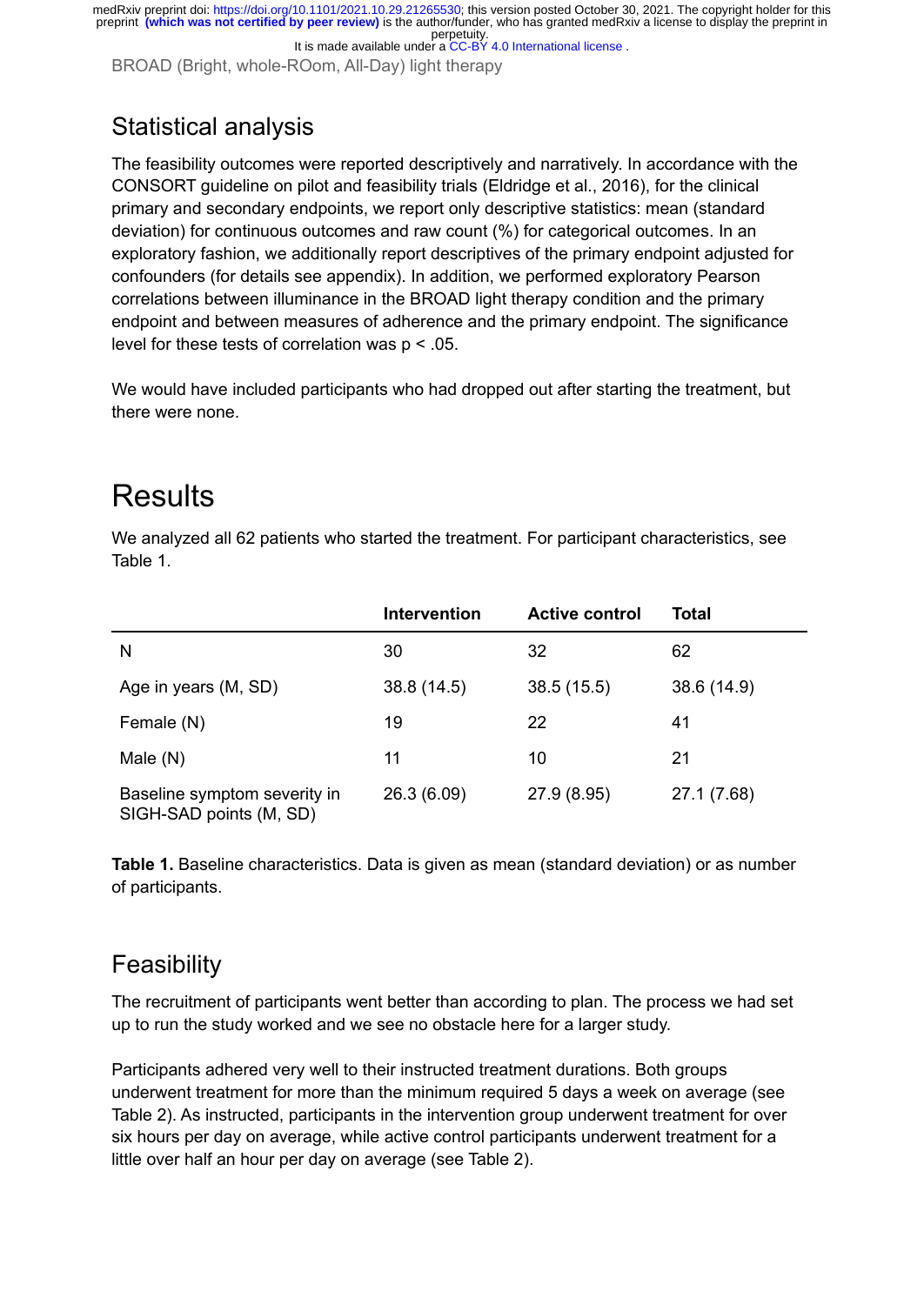## Statistical analysis

The feasibility outcomes were reported descriptively and narratively. In accordance with the CONSORT guideline on pilot and feasibility trials (Eldridge et al., 2016), for the clinical primary and secondary endpoints, we report only descriptive statistics: mean (standard deviation) for continuous outcomes and raw count (%) for categorical outcomes. In an exploratory fashion, we additionally report descriptives of the primary endpoint adjusted for confounders (for details see appendix). In addition, we performed exploratory Pearson correlations between illuminance in the BROAD light therapy condition and the primary endpoint and between measures of adherence and the primary endpoint. The significance level for these tests of correlation was $p < .05$.

We would have included participants who had dropped out after starting the treatment, but there were none.

# Results

We analyzed all 62 patients who started the treatment. For participant characteristics, see Table 1.

| | Intervention | Active control | Total |
|---|---|---|---|
| N | 30 | 32 | 62 |
| Age in years (M, SD) | 38.8 (14.5) | 38.5 (15.5) | 38.6 (14.9) |
| Female (N) | 19 | 22 | 41 |
| Male (N) | 11 | 10 | 21 |
| Baseline symptom severity in SIGH-SAD points (M, SD) | 26.3 (6.09) | 27.9 (8.95) | 27.1 (7.68) |

**Table 1.** Baseline characteristics. Data is given as mean (standard deviation) or as number of participants.

## Feasibility

The recruitment of participants went better than according to plan. The process we had set up to run the study worked and we see no obstacle here for a larger study.

Participants adhered very well to their instructed treatment durations. Both groups underwent treatment for more than the minimum required 5 days a week on average (see Table 2). As instructed, participants in the intervention group underwent treatment for over six hours per day on average, while active control participants underwent treatment for a little over half an hour per day on average (see Table 2).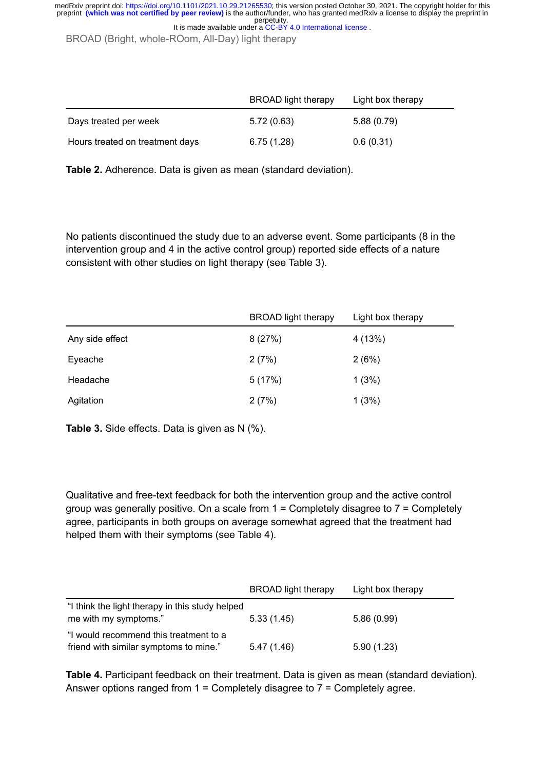| | BROAD light therapy | Light box therapy |
|---|---|---|
| Days treated per week | 5.72 (0.63) | 5.88 (0.79) |
| Hours treated on treatment days | 6.75 (1.28) | 0.6 (0.31) |

**Table 2.** Adherence. Data is given as mean (standard deviation).

No patients discontinued the study due to an adverse event. Some participants (8 in the intervention group and 4 in the active control group) reported side effects of a nature consistent with other studies on light therapy (see Table 3).

| | BROAD light therapy | Light box therapy |
|---|---|---|
| Any side effect | 8 (27%) | 4 (13%) |
| Eyeache | 2 (7%) | 2 (6%) |
| Headache | 5 (17%) | 1 (3%) |
| Agitation | 2 (7%) | 1 (3%) |

**Table 3.** Side effects. Data is given as N (%).

Qualitative and free-text feedback for both the intervention group and the active control group was generally positive. On a scale from 1 = Completely disagree to 7 = Completely agree, participants in both groups on average somewhat agreed that the treatment had helped them with their symptoms (see Table 4).

| | BROAD light therapy | Light box therapy |
|---|---|---|
| "I think the light therapy in this study helped me with my symptoms." | 5.33 (1.45) | 5.86 (0.99) |
| "I would recommend this treatment to a friend with similar symptoms to mine." | 5.47 (1.46) | 5.90 (1.23) |

**Table 4.** Participant feedback on their treatment. Data is given as mean (standard deviation). Answer options ranged from 1 = Completely disagree to 7 = Completely agree.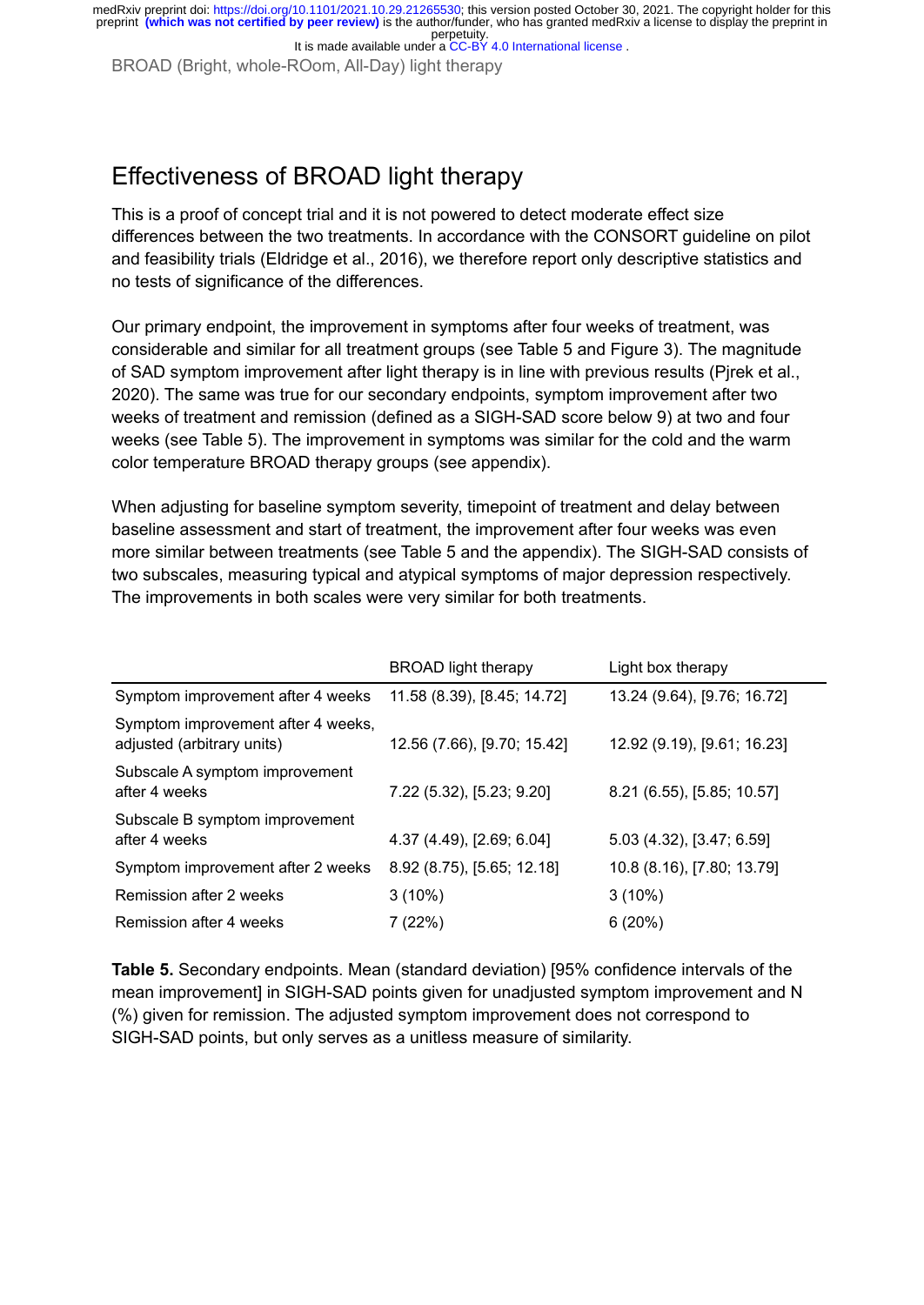## Effectiveness of BROAD light therapy

This is a proof of concept trial and it is not powered to detect moderate effect size differences between the two treatments. In accordance with the CONSORT guideline on pilot and feasibility trials (Eldridge et al., 2016), we therefore report only descriptive statistics and no tests of significance of the differences.

Our primary endpoint, the improvement in symptoms after four weeks of treatment, was considerable and similar for all treatment groups (see Table 5 and Figure 3). The magnitude of SAD symptom improvement after light therapy is in line with previous results (Pjrek et al., 2020). The same was true for our secondary endpoints, symptom improvement after two weeks of treatment and remission (defined as a SIGH-SAD score below 9) at two and four weeks (see Table 5). The improvement in symptoms was similar for the cold and the warm color temperature BROAD therapy groups (see appendix).

When adjusting for baseline symptom severity, timepoint of treatment and delay between baseline assessment and start of treatment, the improvement after four weeks was even more similar between treatments (see Table 5 and the appendix). The SIGH-SAD consists of two subscales, measuring typical and atypical symptoms of major depression respectively. The improvements in both scales were very similar for both treatments.

| | BROAD light therapy | Light box therapy |
|---|---|---|
| Symptom improvement after 4 weeks | 11.58 (8.39), [8.45; 14.72] | 13.24 (9.64), [9.76; 16.72] |
| Symptom improvement after 4 weeks, adjusted (arbitrary units) | 12.56 (7.66), [9.70; 15.42] | 12.92 (9.19), [9.61; 16.23] |
| Subscale A symptom improvement after 4 weeks | 7.22 (5.32), [5.23; 9.20] | 8.21 (6.55), [5.85; 10.57] |
| Subscale B symptom improvement after 4 weeks | 4.37 (4.49), [2.69; 6.04] | 5.03 (4.32), [3.47; 6.59] |
| Symptom improvement after 2 weeks | 8.92 (8.75), [5.65; 12.18] | 10.8 (8.16), [7.80; 13.79] |
| Remission after 2 weeks | 3 (10%) | 3 (10%) |
| Remission after 4 weeks | 7 (22%) | 6 (20%) |

**Table 5.** Secondary endpoints. Mean (standard deviation) [95% confidence intervals of the mean improvement] in SIGH-SAD points given for unadjusted symptom improvement and N (%) given for remission. The adjusted symptom improvement does not correspond to SIGH-SAD points, but only serves as a unitless measure of similarity.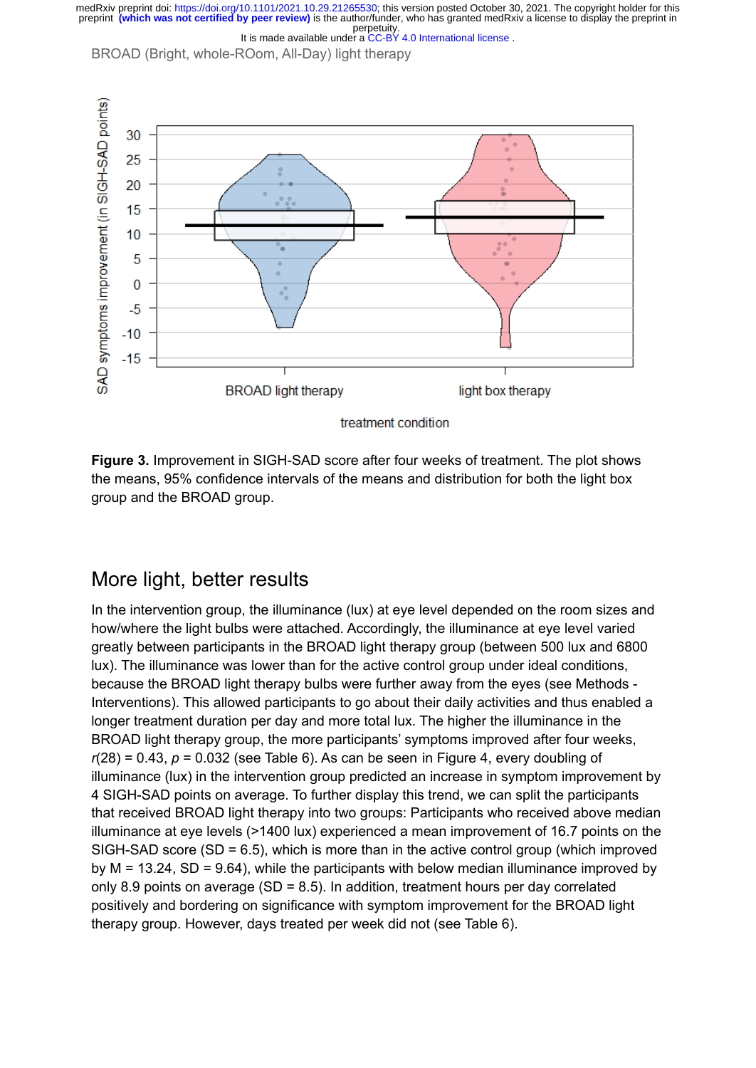**Figure 3.** Improvement in SIGH-SAD score after four weeks of treatment. The plot shows the means, 95% confidence intervals of the means and distribution for both the light box group and the BROAD group.

## More light, better results

In the intervention group, the illuminance (lux) at eye level depended on the room sizes and how/where the light bulbs were attached. Accordingly, the illuminance at eye level varied greatly between participants in the BROAD light therapy group (between 500 lux and 6800 lux). The illuminance was lower than for the active control group under ideal conditions, because the BROAD light therapy bulbs were further away from the eyes (see Methods - Interventions). This allowed participants to go about their daily activities and thus enabled a longer treatment duration per day and more total lux. The higher the illuminance in the BROAD light therapy group, the more participants' symptoms improved after four weeks, $r(28) = 0.43$, $p = 0.032$ (see Table 6). As can be seen in Figure 4, every doubling of illuminance (lux) in the intervention group predicted an increase in symptom improvement by 4 SIGH-SAD points on average. To further display this trend, we can split the participants that received BROAD light therapy into two groups: Participants who received above median illuminance at eye levels (>1400 lux) experienced a mean improvement of 16.7 points on the SIGH-SAD score (SD = 6.5), which is more than in the active control group (which improved by M = 13.24, SD = 9.64), while the participants with below median illuminance improved by only 8.9 points on average (SD = 8.5). In addition, treatment hours per day correlated positively and bordering on significance with symptom improvement for the BROAD light therapy group. However, days treated per week did not (see Table 6).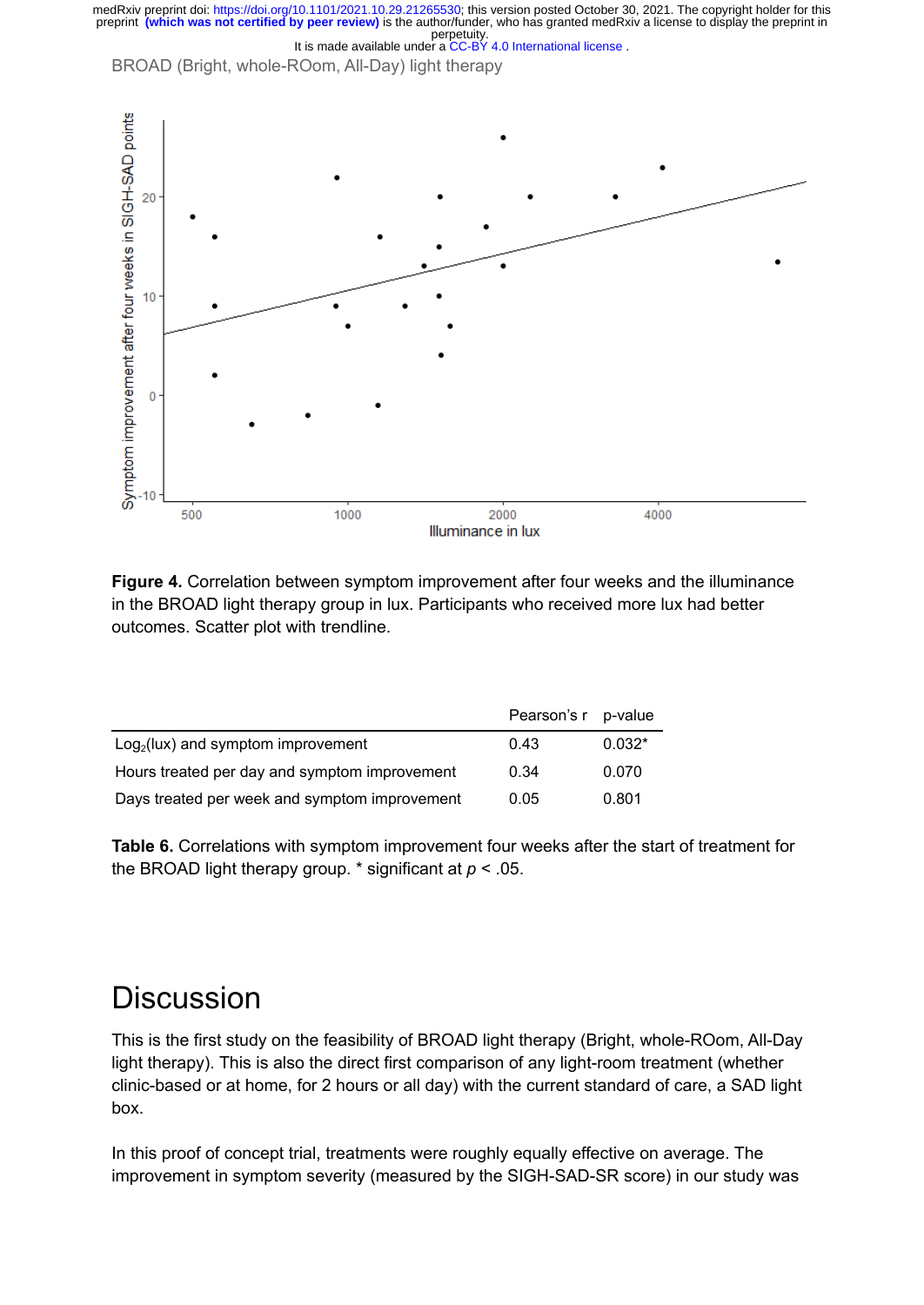Figure 4. Correlation between symptom improvement after four weeks and the illuminance in the BROAD light therapy group in lux. Participants who received more lux had better outcomes. Scatter plot with trendline.

| | Pearson's r | p-value |
|---|---|---|
| $Log_2$(lux) and symptom improvement | 0.43 | 0.032* |
| Hours treated per day and symptom improvement | 0.34 | 0.070 |
| Days treated per week and symptom improvement | 0.05 | 0.801 |

**Table 6.** Correlations with symptom improvement four weeks after the start of treatment for the BROAD light therapy group. * significant at $p < .05$.

# Discussion

This is the first study on the feasibility of BROAD light therapy (Bright, whole-ROom, All-Day light therapy). This is also the direct first comparison of any light-room treatment (whether clinic-based or at home, for 2 hours or all day) with the current standard of care, a SAD light box.

In this proof of concept trial, treatments were roughly equally effective on average. The improvement in symptom severity (measured by the SIGH-SAD-SR score) in our study was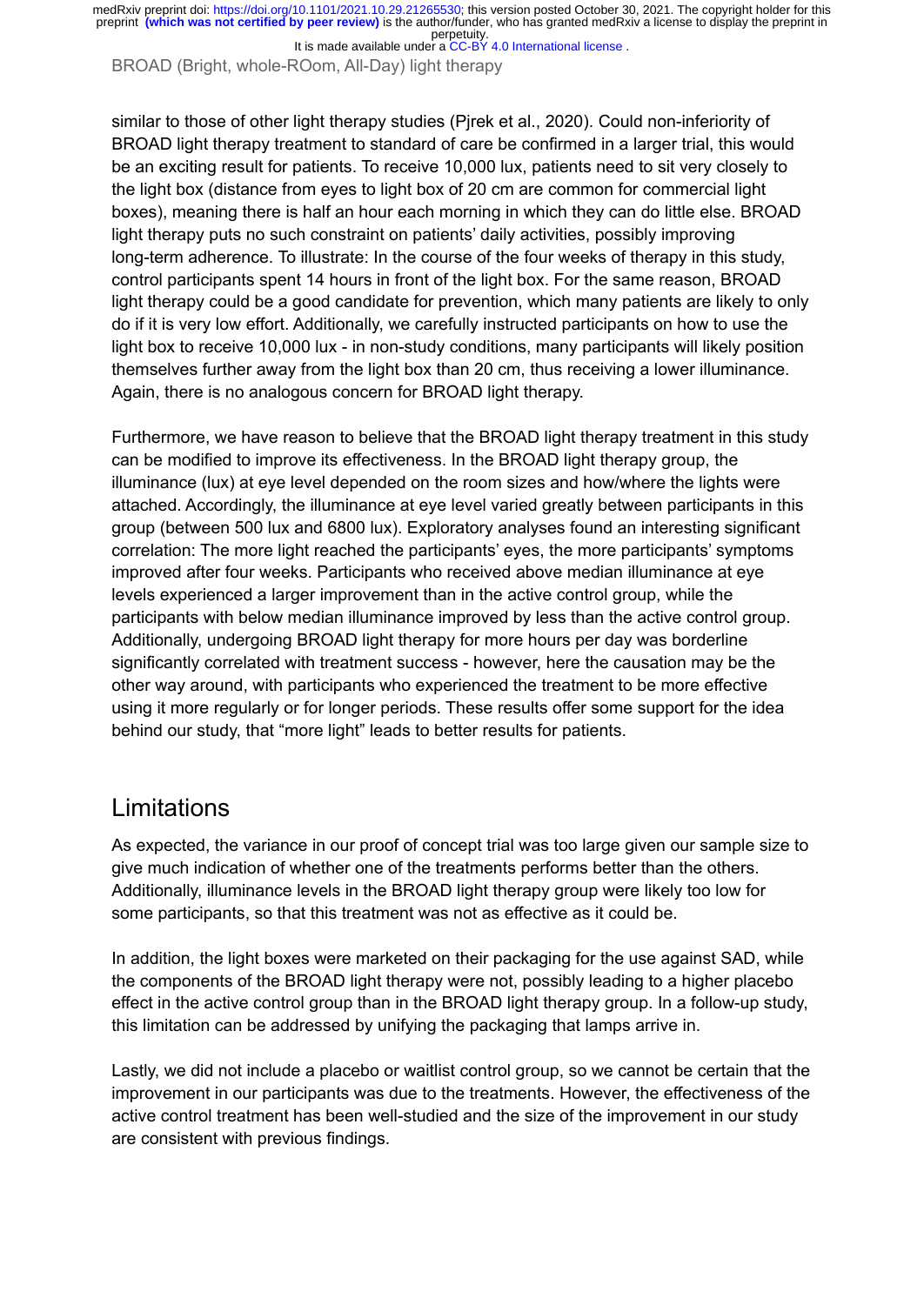similar to those of other light therapy studies (Pjrek et al., 2020). Could non-inferiority of BROAD light therapy treatment to standard of care be confirmed in a larger trial, this would be an exciting result for patients. To receive 10,000 lux, patients need to sit very closely to the light box (distance from eyes to light box of 20 cm are common for commercial light boxes), meaning there is half an hour each morning in which they can do little else. BROAD light therapy puts no such constraint on patients' daily activities, possibly improving long-term adherence. To illustrate: In the course of the four weeks of therapy in this study, control participants spent 14 hours in front of the light box. For the same reason, BROAD light therapy could be a good candidate for prevention, which many patients are likely to only do if it is very low effort. Additionally, we carefully instructed participants on how to use the light box to receive 10,000 lux - in non-study conditions, many participants will likely position themselves further away from the light box than 20 cm, thus receiving a lower illuminance. Again, there is no analogous concern for BROAD light therapy.

Furthermore, we have reason to believe that the BROAD light therapy treatment in this study can be modified to improve its effectiveness. In the BROAD light therapy group, the illuminance (lux) at eye level depended on the room sizes and how/where the lights were attached. Accordingly, the illuminance at eye level varied greatly between participants in this group (between 500 lux and 6800 lux). Exploratory analyses found an interesting significant correlation: The more light reached the participants' eyes, the more participants' symptoms improved after four weeks. Participants who received above median illuminance at eye levels experienced a larger improvement than in the active control group, while the participants with below median illuminance improved by less than the active control group. Additionally, undergoing BROAD light therapy for more hours per day was borderline significantly correlated with treatment success - however, here the causation may be the other way around, with participants who experienced the treatment to be more effective using it more regularly or for longer periods. These results offer some support for the idea behind our study, that "more light" leads to better results for patients.

## Limitations

As expected, the variance in our proof of concept trial was too large given our sample size to give much indication of whether one of the treatments performs better than the others. Additionally, illuminance levels in the BROAD light therapy group were likely too low for some participants, so that this treatment was not as effective as it could be.

In addition, the light boxes were marketed on their packaging for the use against SAD, while the components of the BROAD light therapy were not, possibly leading to a higher placebo effect in the active control group than in the BROAD light therapy group. In a follow-up study, this limitation can be addressed by unifying the packaging that lamps arrive in.

Lastly, we did not include a placebo or waitlist control group, so we cannot be certain that the improvement in our participants was due to the treatments. However, the effectiveness of the active control treatment has been well-studied and the size of the improvement in our study are consistent with previous findings.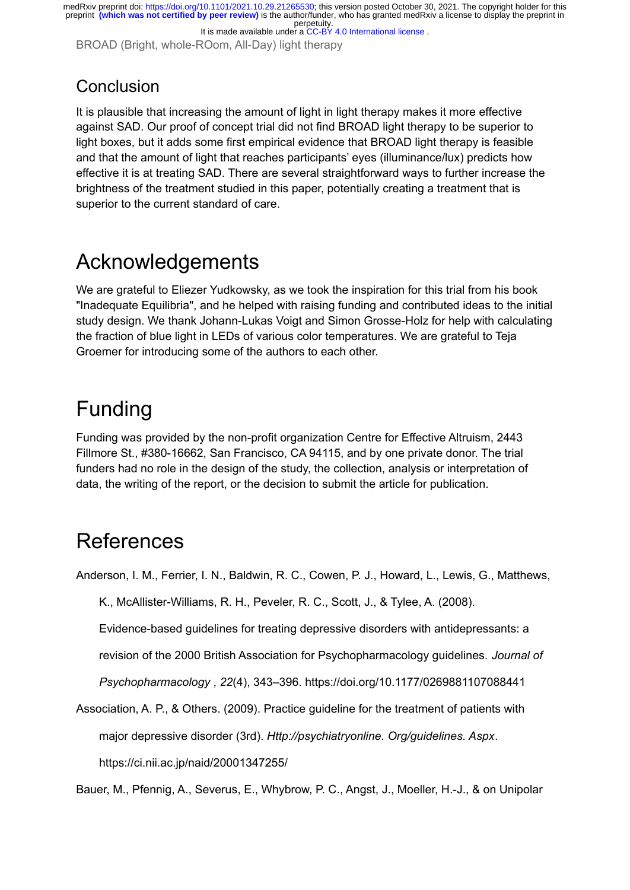## Conclusion

It is plausible that increasing the amount of light in light therapy makes it more effective against SAD. Our proof of concept trial did not find BROAD light therapy to be superior to light boxes, but it adds some first empirical evidence that BROAD light therapy is feasible and that the amount of light that reaches participants' eyes (illuminance/lux) predicts how effective it is at treating SAD. There are several straightforward ways to further increase the brightness of the treatment studied in this paper, potentially creating a treatment that is superior to the current standard of care.

# Acknowledgements

We are grateful to Eliezer Yudkowsky, as we took the inspiration for this trial from his book "Inadequate Equilibria", and he helped with raising funding and contributed ideas to the initial study design. We thank Johann-Lukas Voigt and Simon Grosse-Holz for help with calculating the fraction of blue light in LEDs of various color temperatures. We are grateful to Teja Groemer for introducing some of the authors to each other.

# Funding

Funding was provided by the non-profit organization Centre for Effective Altruism, 2443 Fillmore St., #380-16662, San Francisco, CA 94115, and by one private donor. The trial funders had no role in the design of the study, the collection, analysis or interpretation of data, the writing of the report, or the decision to submit the article for publication.

# References

Anderson, I. M., Ferrier, I. N., Baldwin, R. C., Cowen, P. J., Howard, L., Lewis, G., Matthews, K., McAllister-Williams, R. H., Peveler, R. C., Scott, J., & Tylee, A. (2008). Evidence-based guidelines for treating depressive disorders with antidepressants: a revision of the 2000 British Association for Psychopharmacology guidelines. *Journal of Psychopharmacology* , *22*(4), 343–396. https://doi.org/10.1177/0269881107088441

Association, A. P., & Others. (2009). Practice guideline for the treatment of patients with major depressive disorder (3rd). *Http://psychiatryonline. Org/guidelines. Aspx*. https://ci.nii.ac.jp/naid/20001347255/

Bauer, M., Pfennig, A., Severus, E., Whybrow, P. C., Angst, J., Moeller, H.-J., & on Unipolar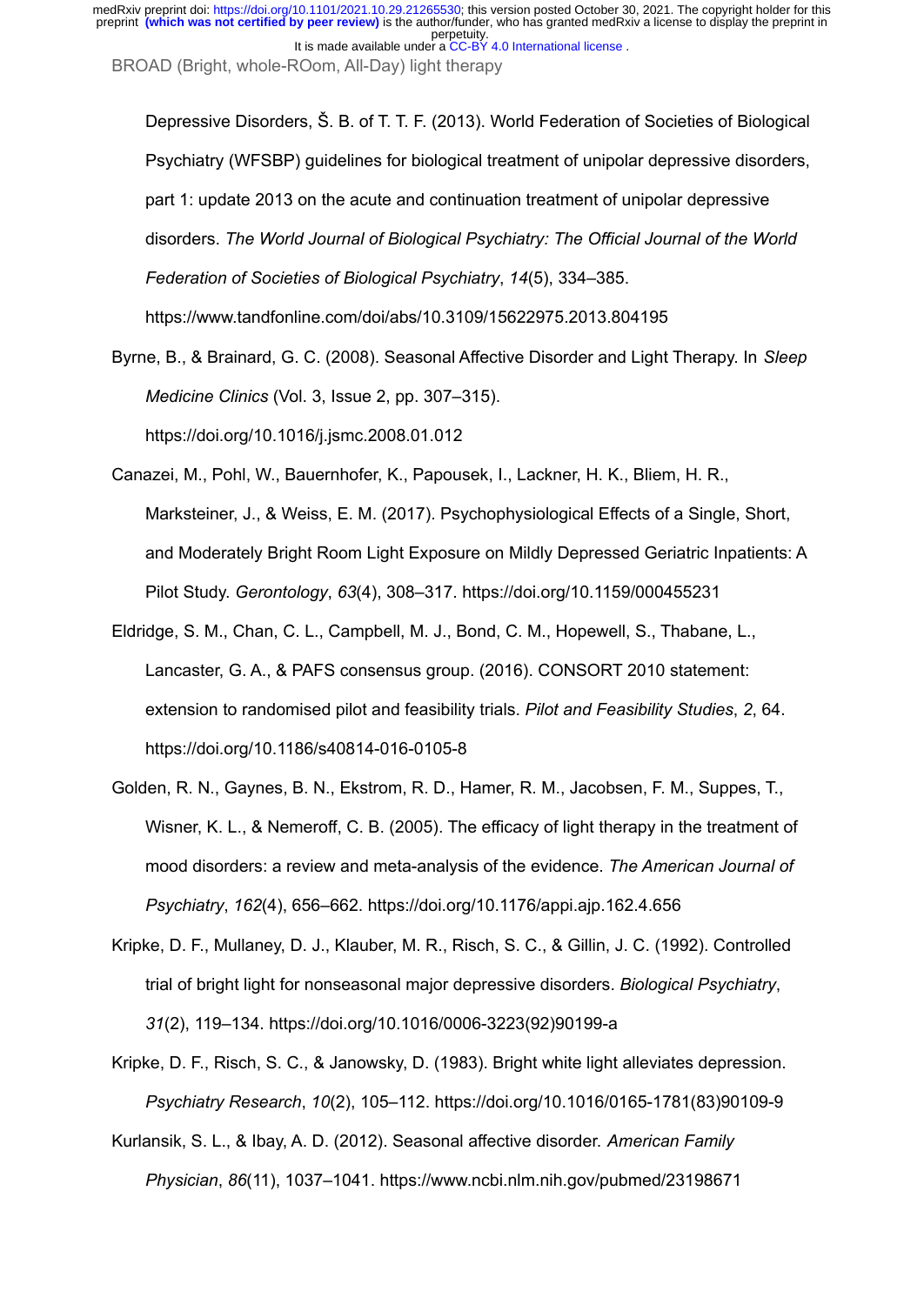Depressive Disorders, Š. B. of T. T. F. (2013). World Federation of Societies of Biological Psychiatry (WFSBP) guidelines for biological treatment of unipolar depressive disorders, part 1: update 2013 on the acute and continuation treatment of unipolar depressive disorders. *The World Journal of Biological Psychiatry: The Official Journal of the World Federation of Societies of Biological Psychiatry*, *14*(5), 334–385. https://www.tandfonline.com/doi/abs/10.3109/15622975.2013.804195

Byrne, B., & Brainard, G. C. (2008). Seasonal Affective Disorder and Light Therapy. In *Sleep Medicine Clinics* (Vol. 3, Issue 2, pp. 307–315). https://doi.org/10.1016/j.jsmc.2008.01.012

Canazei, M., Pohl, W., Bauernhofer, K., Papousek, I., Lackner, H. K., Bliem, H. R., Marksteiner, J., & Weiss, E. M. (2017). Psychophysiological Effects of a Single, Short, and Moderately Bright Room Light Exposure on Mildly Depressed Geriatric Inpatients: A Pilot Study. *Gerontology*, *63*(4), 308–317. https://doi.org/10.1159/000455231

Eldridge, S. M., Chan, C. L., Campbell, M. J., Bond, C. M., Hopewell, S., Thabane, L., Lancaster, G. A., & PAFS consensus group. (2016). CONSORT 2010 statement: extension to randomised pilot and feasibility trials. *Pilot and Feasibility Studies*, *2*, 64. https://doi.org/10.1186/s40814-016-0105-8

Golden, R. N., Gaynes, B. N., Ekstrom, R. D., Hamer, R. M., Jacobsen, F. M., Suppes, T., Wisner, K. L., & Nemeroff, C. B. (2005). The efficacy of light therapy in the treatment of mood disorders: a review and meta-analysis of the evidence. *The American Journal of Psychiatry*, *162*(4), 656–662. https://doi.org/10.1176/appi.ajp.162.4.656

Kripke, D. F., Mullaney, D. J., Klauber, M. R., Risch, S. C., & Gillin, J. C. (1992). Controlled trial of bright light for nonseasonal major depressive disorders. *Biological Psychiatry*, *31*(2), 119–134. https://doi.org/10.1016/0006-3223(92)90199-a

Kripke, D. F., Risch, S. C., & Janowsky, D. (1983). Bright white light alleviates depression. *Psychiatry Research*, *10*(2), 105–112. https://doi.org/10.1016/0165-1781(83)90109-9

Kurlansik, S. L., & Ibay, A. D. (2012). Seasonal affective disorder. *American Family Physician*, *86*(11), 1037–1041. https://www.ncbi.nlm.nih.gov/pubmed/23198671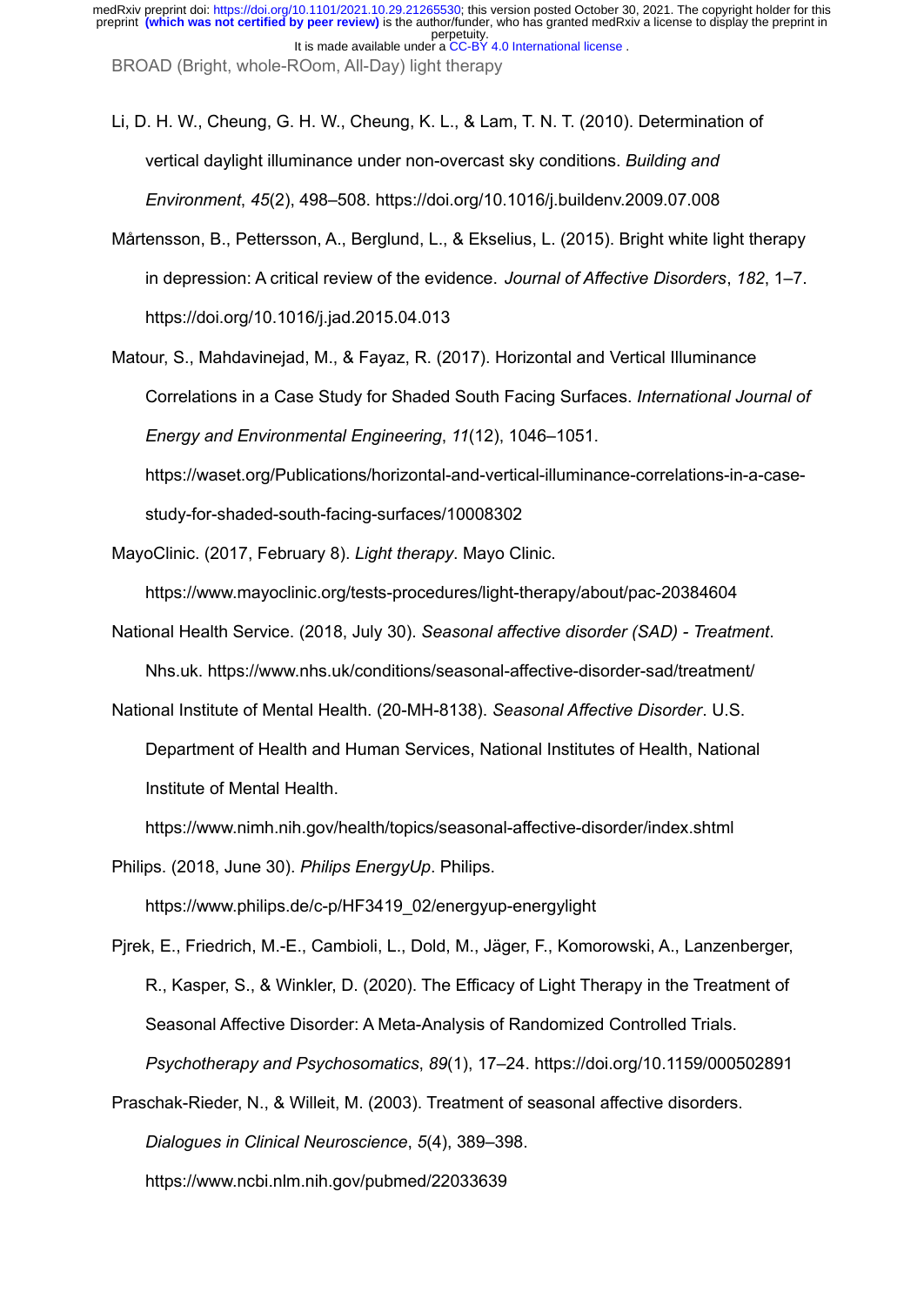Li, D. H. W., Cheung, G. H. W., Cheung, K. L., & Lam, T. N. T. (2010). Determination of vertical daylight illuminance under non-overcast sky conditions. *Building and Environment*, *45*(2), 498–508. https://doi.org/10.1016/j.buildenv.2009.07.008

Mårtensson, B., Pettersson, A., Berglund, L., & Ekselius, L. (2015). Bright white light therapy in depression: A critical review of the evidence. *Journal of Affective Disorders*, *182*, 1–7. https://doi.org/10.1016/j.jad.2015.04.013

Matour, S., Mahdavinejad, M., & Fayaz, R. (2017). Horizontal and Vertical Illuminance Correlations in a Case Study for Shaded South Facing Surfaces. *International Journal of Energy and Environmental Engineering*, *11*(12), 1046–1051. https://waset.org/Publications/horizontal-and-vertical-illuminance-correlations-in-a-case-study-for-shaded-south-facing-surfaces/10008302

MayoClinic. (2017, February 8). *Light therapy*. Mayo Clinic. https://www.mayoclinic.org/tests-procedures/light-therapy/about/pac-20384604

National Health Service. (2018, July 30). *Seasonal affective disorder (SAD) - Treatment*. Nhs.uk. https://www.nhs.uk/conditions/seasonal-affective-disorder-sad/treatment/

National Institute of Mental Health. (20-MH-8138). *Seasonal Affective Disorder*. U.S. Department of Health and Human Services, National Institutes of Health, National Institute of Mental Health. https://www.nimh.nih.gov/health/topics/seasonal-affective-disorder/index.shtml

Philips. (2018, June 30). *Philips EnergyUp*. Philips. https://www.philips.de/c-p/HF3419_02/energyup-energylight

Pjrek, E., Friedrich, M.-E., Cambioli, L., Dold, M., Jäger, F., Komorowski, A., Lanzenberger, R., Kasper, S., & Winkler, D. (2020). The Efficacy of Light Therapy in the Treatment of Seasonal Affective Disorder: A Meta-Analysis of Randomized Controlled Trials. *Psychotherapy and Psychosomatics*, *89*(1), 17–24. https://doi.org/10.1159/000502891

Praschak-Rieder, N., & Willeit, M. (2003). Treatment of seasonal affective disorders. *Dialogues in Clinical Neuroscience*, *5*(4), 389–398. https://www.ncbi.nlm.nih.gov/pubmed/22033639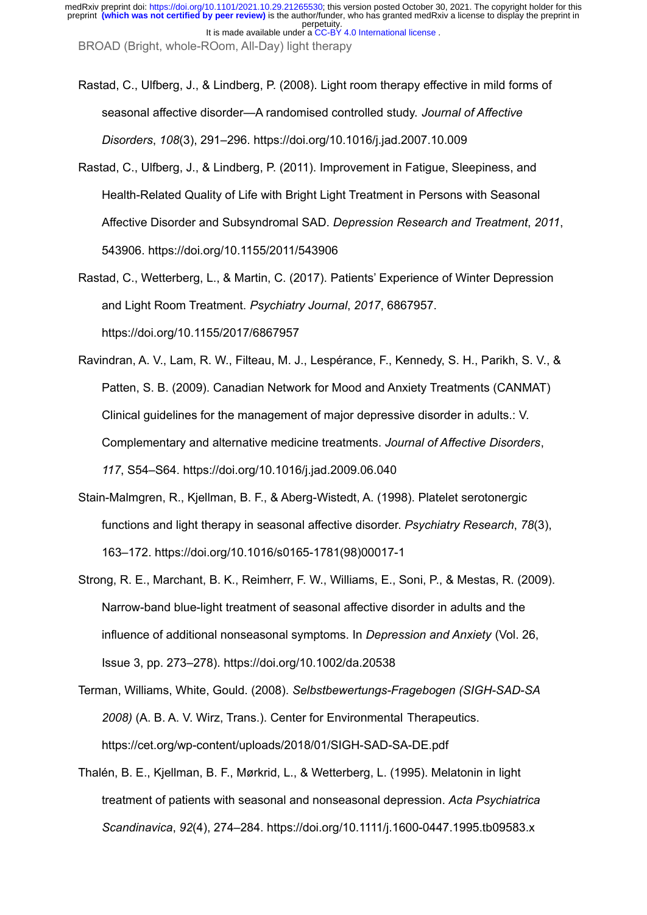Rastad, C., Ulfberg, J., & Lindberg, P. (2008). Light room therapy effective in mild forms of seasonal affective disorder—A randomised controlled study. *Journal of Affective Disorders*, *108*(3), 291–296. https://doi.org/10.1016/j.jad.2007.10.009

Rastad, C., Ulfberg, J., & Lindberg, P. (2011). Improvement in Fatigue, Sleepiness, and Health-Related Quality of Life with Bright Light Treatment in Persons with Seasonal Affective Disorder and Subsyndromal SAD. *Depression Research and Treatment*, *2011*, 543906. https://doi.org/10.1155/2011/543906

Rastad, C., Wetterberg, L., & Martin, C. (2017). Patients' Experience of Winter Depression and Light Room Treatment. *Psychiatry Journal*, *2017*, 6867957. https://doi.org/10.1155/2017/6867957

Ravindran, A. V., Lam, R. W., Filteau, M. J., Lespérance, F., Kennedy, S. H., Parikh, S. V., & Patten, S. B. (2009). Canadian Network for Mood and Anxiety Treatments (CANMAT) Clinical guidelines for the management of major depressive disorder in adults.: V. Complementary and alternative medicine treatments. *Journal of Affective Disorders*, *117*, S54–S64. https://doi.org/10.1016/j.jad.2009.06.040

Stain-Malmgren, R., Kjellman, B. F., & Aberg-Wistedt, A. (1998). Platelet serotonergic functions and light therapy in seasonal affective disorder. *Psychiatry Research*, *78*(3), 163–172. https://doi.org/10.1016/s0165-1781(98)00017-1

Strong, R. E., Marchant, B. K., Reimherr, F. W., Williams, E., Soni, P., & Mestas, R. (2009). Narrow-band blue-light treatment of seasonal affective disorder in adults and the influence of additional nonseasonal symptoms. In *Depression and Anxiety* (Vol. 26, Issue 3, pp. 273–278). https://doi.org/10.1002/da.20538

Terman, Williams, White, Gould. (2008). *Selbstbewertungs-Fragebogen (SIGH-SAD-SA 2008)* (A. B. A. V. Wirz, Trans.). Center for Environmental Therapeutics. https://cet.org/wp-content/uploads/2018/01/SIGH-SAD-SA-DE.pdf

Thalén, B. E., Kjellman, B. F., Mørkrid, L., & Wetterberg, L. (1995). Melatonin in light treatment of patients with seasonal and nonseasonal depression. *Acta Psychiatrica Scandinavica*, *92*(4), 274–284. https://doi.org/10.1111/j.1600-0447.1995.tb09583.x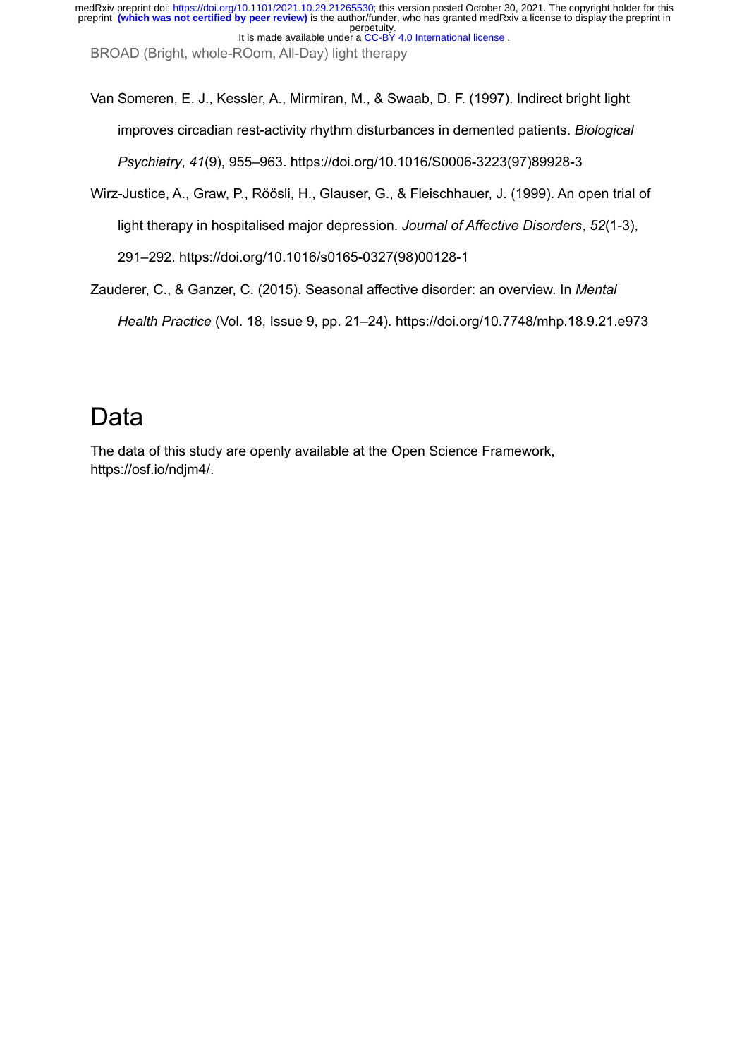Van Someren, E. J., Kessler, A., Mirmiran, M., & Swaab, D. F. (1997). Indirect bright light improves circadian rest-activity rhythm disturbances in demented patients. *Biological Psychiatry*, *41*(9), 955–963. https://doi.org/10.1016/S0006-3223(97)89928-3

Wirz-Justice, A., Graw, P., Röösli, H., Glauser, G., & Fleischhauer, J. (1999). An open trial of light therapy in hospitalised major depression. *Journal of Affective Disorders*, *52*(1-3), 291–292. https://doi.org/10.1016/s0165-0327(98)00128-1

Zauderer, C., & Ganzer, C. (2015). Seasonal affective disorder: an overview. In *Mental Health Practice* (Vol. 18, Issue 9, pp. 21–24). https://doi.org/10.7748/mhp.18.9.21.e973

# Data

The data of this study are openly available at the Open Science Framework, https://osf.io/ndjm4/.